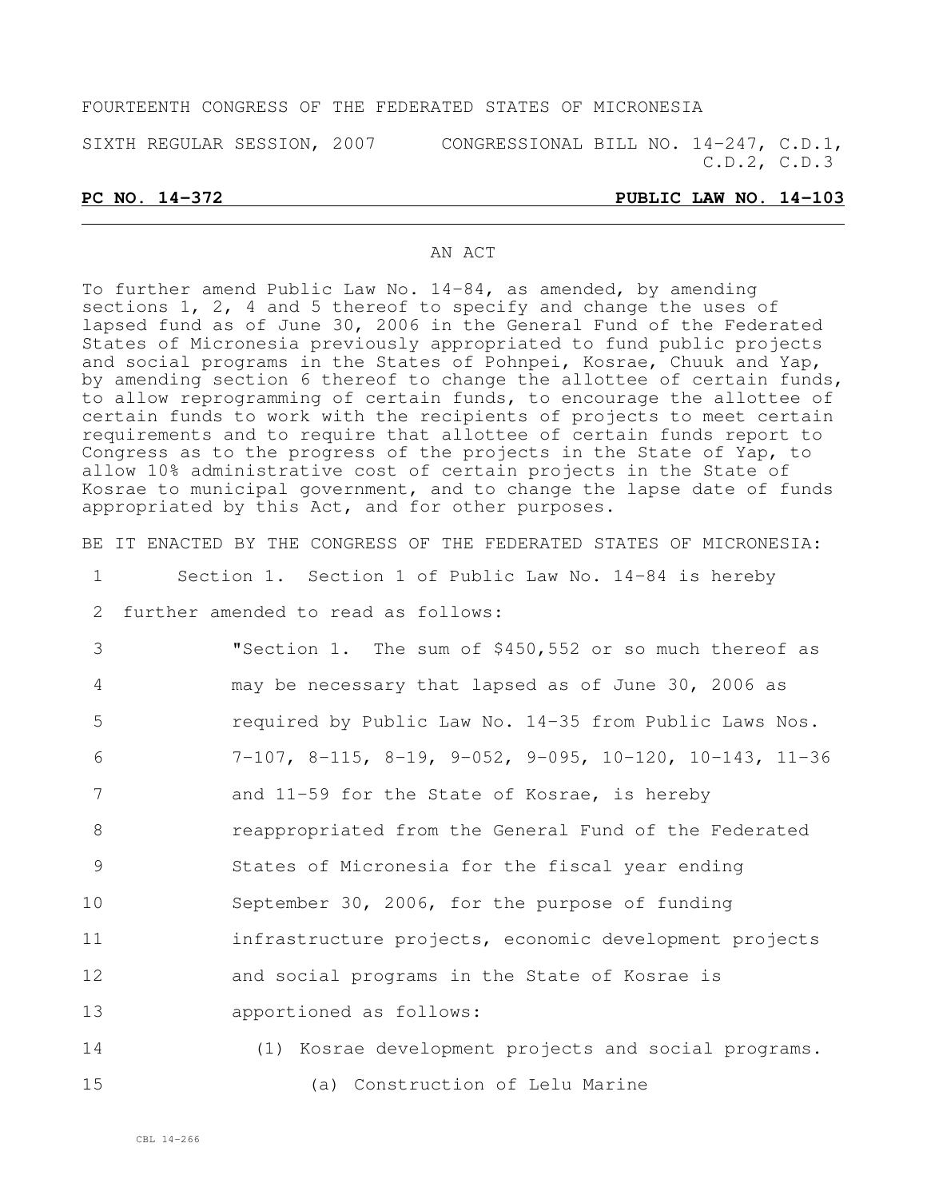FOURTEENTH CONGRESS OF THE FEDERATED STATES OF MICRONESIA

SIXTH REGULAR SESSION, 2007 CONGRESSIONAL BILL NO. 14-247, C.D.1, C.D.2, C.D.3

**PC NO. 14-372** **PUBLIC LAW NO. 14-103**

AN ACT

To further amend Public Law No. 14-84, as amended, by amending sections 1, 2, 4 and 5 thereof to specify and change the uses of lapsed fund as of June 30, 2006 in the General Fund of the Federated States of Micronesia previously appropriated to fund public projects and social programs in the States of Pohnpei, Kosrae, Chuuk and Yap, by amending section 6 thereof to change the allottee of certain funds, to allow reprogramming of certain funds, to encourage the allottee of certain funds to work with the recipients of projects to meet certain requirements and to require that allottee of certain funds report to Congress as to the progress of the projects in the State of Yap, to allow 10% administrative cost of certain projects in the State of Kosrae to municipal government, and to change the lapse date of funds appropriated by this Act, and for other purposes.

BE IT ENACTED BY THE CONGRESS OF THE FEDERATED STATES OF MICRONESIA:

Section 1. Section 1 of Public Law No. 14-84 is hereby further amended to read as follows:

"Section 1. The sum of $450,552 or so much thereof as may be necessary that lapsed as of June 30, 2006 as required by Public Law No. 14-35 from Public Laws Nos. 7-107, 8-115, 8-19, 9-052, 9-095, 10-120, 10-143, 11-36 and 11-59 for the State of Kosrae, is hereby reappropriated from the General Fund of the Federated States of Micronesia for the fiscal year ending September 30, 2006, for the purpose of funding infrastructure projects, economic development projects and social programs in the State of Kosrae is apportioned as follows:

(1) Kosrae development projects and social programs.

(a) Construction of Lelu Marine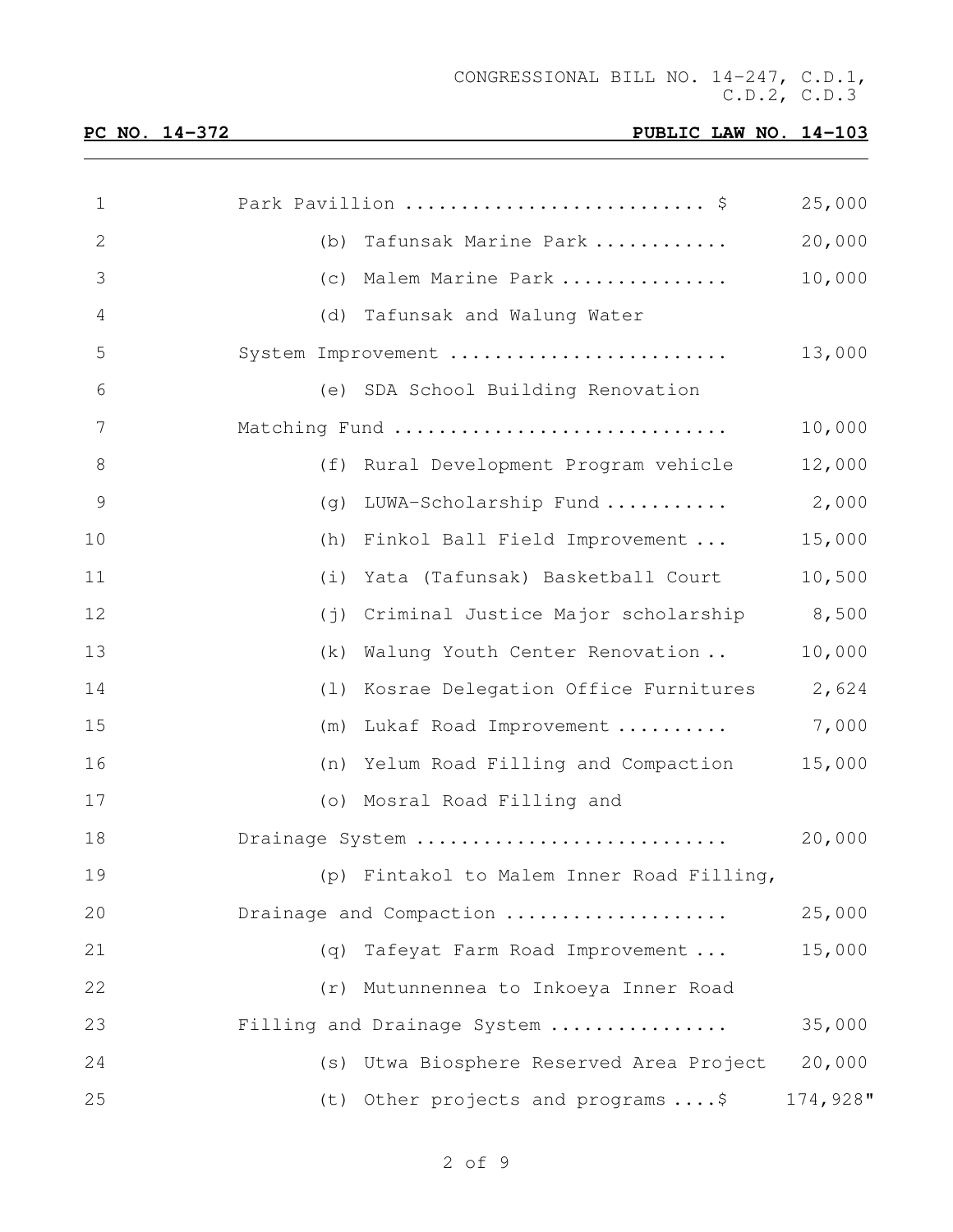Park Pavillion .......................... $ 25,000

(b) Tafunsak Marine Park ........... 20,000

(c) Malem Marine Park .............. 10,000

(d) Tafunsak and Walung Water System Improvement ........................ 13,000

(e) SDA School Building Renovation Matching Fund ............................ 10,000

(f) Rural Development Program vehicle 12,000

(g) LUWA-Scholarship Fund .......... 2,000

(h) Finkol Ball Field Improvement ... 15,000

(i) Yata (Tafunsak) Basketball Court 10,500

(j) Criminal Justice Major scholarship 8,500

(k) Walung Youth Center Renovation .. 10,000

(l) Kosrae Delegation Office Furnitures 2,624

(m) Lukaf Road Improvement ......... 7,000

(n) Yelum Road Filling and Compaction 15,000

(o) Mosral Road Filling and Drainage System .......................... 20,000

(p) Fintakol to Malem Inner Road Filling, Drainage and Compaction ................... 25,000

(q) Tafeyat Farm Road Improvement ... 15,000

(r) Mutunnennea to Inkoeya Inner Road Filling and Drainage System ............... 35,000

(s) Utwa Biosphere Reserved Area Project 20,000

(t) Other projects and programs ....$ 174,928"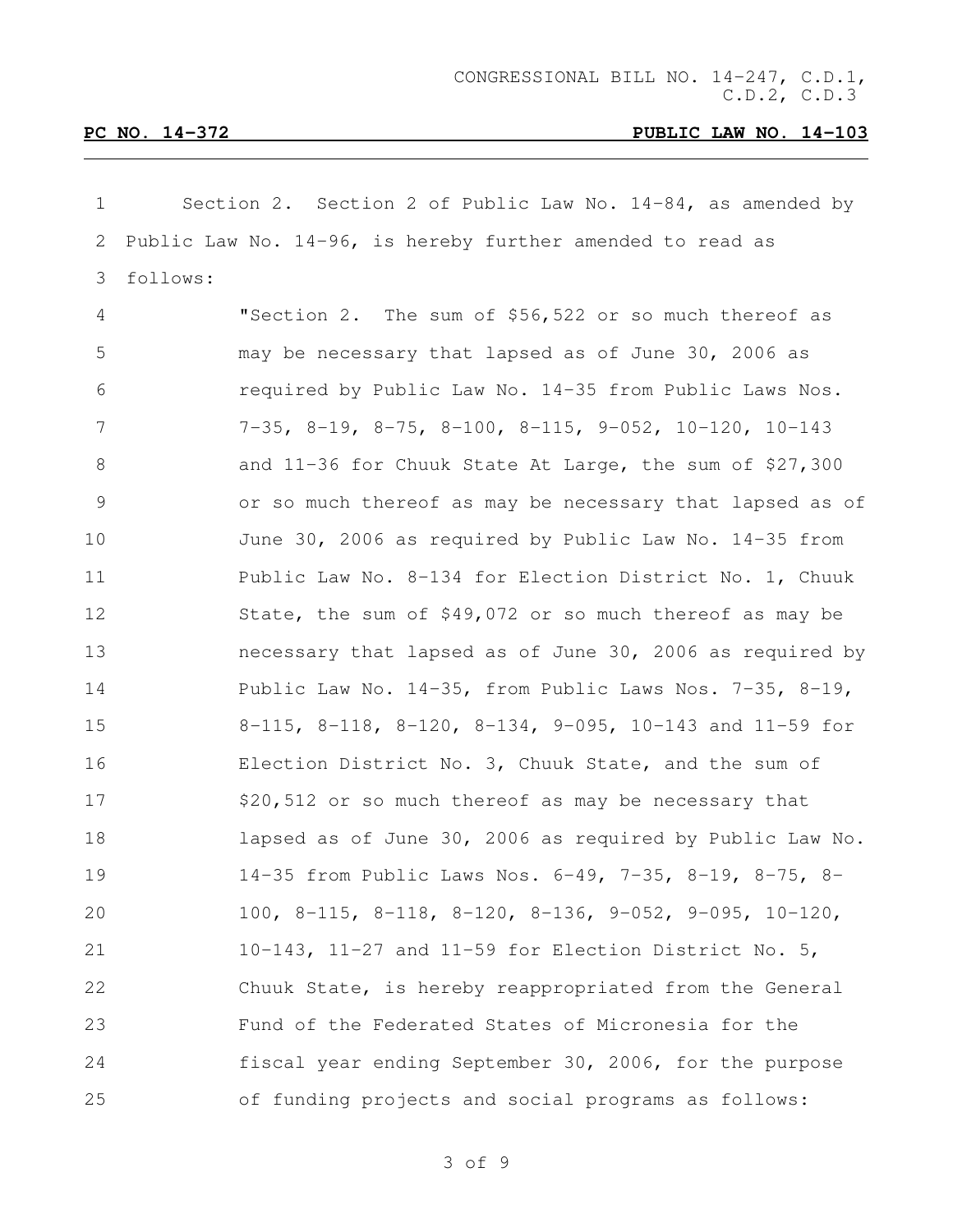CONGRESSIONAL BILL NO. 14-247, C.D.1, C.D.2, C.D.3

**PC NO. 14-372** **PUBLIC LAW NO. 14-103**

Section 2. Section 2 of Public Law No. 14-84, as amended by Public Law No. 14-96, is hereby further amended to read as follows:

"Section 2. The sum of $56,522 or so much thereof as may be necessary that lapsed as of June 30, 2006 as required by Public Law No. 14-35 from Public Laws Nos. 7-35, 8-19, 8-75, 8-100, 8-115, 9-052, 10-120, 10-143 and 11-36 for Chuuk State At Large, the sum of $27,300 or so much thereof as may be necessary that lapsed as of June 30, 2006 as required by Public Law No. 14-35 from Public Law No. 8-134 for Election District No. 1, Chuuk State, the sum of $49,072 or so much thereof as may be necessary that lapsed as of June 30, 2006 as required by Public Law No. 14-35, from Public Laws Nos. 7-35, 8-19, 8-115, 8-118, 8-120, 8-134, 9-095, 10-143 and 11-59 for Election District No. 3, Chuuk State, and the sum of $20,512 or so much thereof as may be necessary that lapsed as of June 30, 2006 as required by Public Law No. 14-35 from Public Laws Nos. 6-49, 7-35, 8-19, 8-75, 8-100, 8-115, 8-118, 8-120, 8-136, 9-052, 9-095, 10-120, 10-143, 11-27 and 11-59 for Election District No. 5, Chuuk State, is hereby reappropriated from the General Fund of the Federated States of Micronesia for the fiscal year ending September 30, 2006, for the purpose of funding projects and social programs as follows: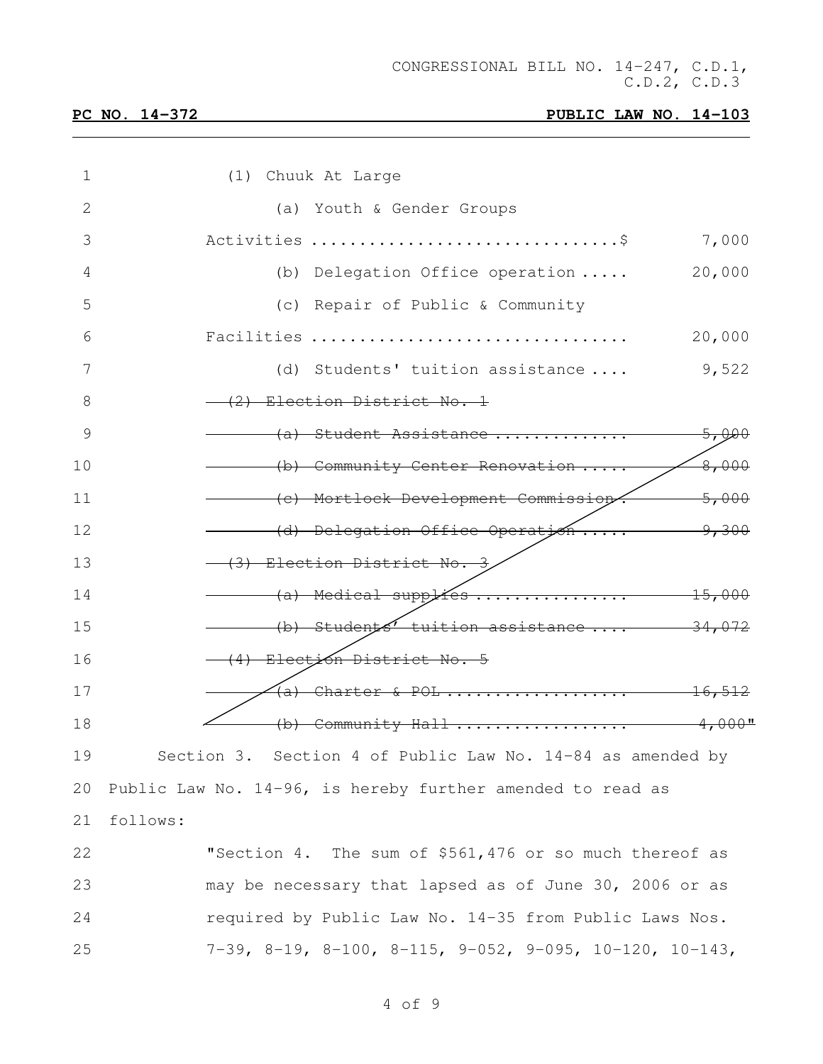(1) Chuuk At Large

(a) Youth & Gender Groups Activities ..............................$ 7,000

(b) Delegation Office operation ..... 20,000

(c) Repair of Public & Community Facilities ................................ 20,000

(d) Students' tuition assistance .... 9,522

~~(2) Election District No. 1~~

~~(a) Student Assistance .............. 5,000~~

~~(b) Community Center Renovation ..... 8,000~~

~~(c) Mortlock Development Commission . 5,000~~

~~(d) Delegation Office Operation ..... 9,300~~

~~(3) Election District No. 3~~

~~(a) Medical supplies ................ 15,000~~

~~(b) Students' tuition assistance .... 34,072~~

~~(4) Election District No. 5~~

~~(a) Charter & POL ................... 16,512~~

~~(b) Community Hall .................. 4,000"~~

Section 3. Section 4 of Public Law No. 14-84 as amended by Public Law No. 14-96, is hereby further amended to read as follows:

"Section 4. The sum of $561,476 or so much thereof as may be necessary that lapsed as of June 30, 2006 or as required by Public Law No. 14-35 from Public Laws Nos. 7-39, 8-19, 8-100, 8-115, 9-052, 9-095, 10-120, 10-143,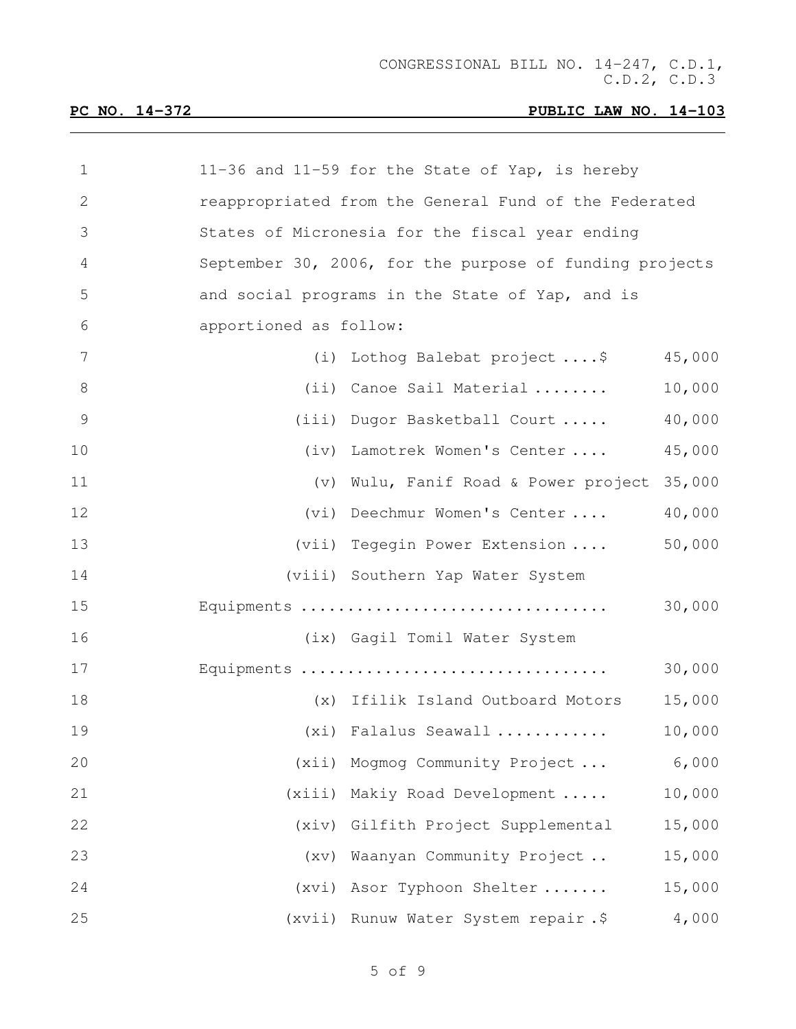11-36 and 11-59 for the State of Yap, is hereby reappropriated from the General Fund of the Federated States of Micronesia for the fiscal year ending September 30, 2006, for the purpose of funding projects and social programs in the State of Yap, and is apportioned as follow:

| | | |
|---|---|---|
| (i) | Lothog Balebat project ....$ | 45,000 |
| (ii) | Canoe Sail Material ........ | 10,000 |
| (iii) | Dugor Basketball Court ..... | 40,000 |
| (iv) | Lamotrek Women's Center .... | 45,000 |
| (v) | Wulu, Fanif Road & Power project | 35,000 |
| (vi) | Deechmur Women's Center .... | 40,000 |
| (vii) | Tegegin Power Extension .... | 50,000 |
| (viii) | Southern Yap Water System Equipments ................................ | 30,000 |
| (ix) | Gagil Tomil Water System Equipments ................................ | 30,000 |
| (x) | Ifilik Island Outboard Motors | 15,000 |
| (xi) | Falalus Seawall ........... | 10,000 |
| (xii) | Mogmog Community Project ... | 6,000 |
| (xiii) | Makiy Road Development ..... | 10,000 |
| (xiv) | Gilfith Project Supplemental | 15,000 |
| (xv) | Waanyan Community Project .. | 15,000 |
| (xvi) | Asor Typhoon Shelter ....... | 15,000 |
| (xvii) | Runuw Water System repair .$ | 4,000 |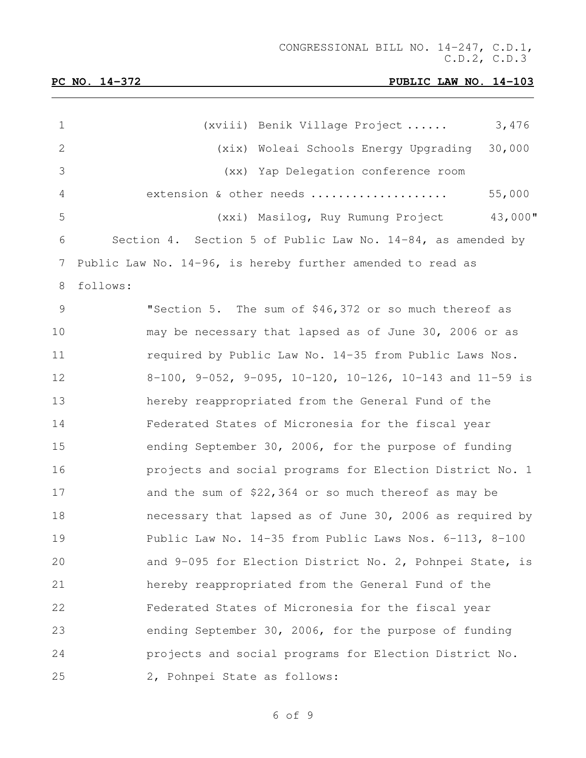(xviii) Benik Village Project ...... 3,476

(xix) Woleai Schools Energy Upgrading 30,000

(xx) Yap Delegation conference room extension & other needs .................... 55,000

(xxi) Masilog, Ruy Rumung Project 43,000"

Section 4. Section 5 of Public Law No. 14-84, as amended by Public Law No. 14-96, is hereby further amended to read as follows:

"Section 5. The sum of $46,372 or so much thereof as may be necessary that lapsed as of June 30, 2006 or as required by Public Law No. 14-35 from Public Laws Nos. 8-100, 9-052, 9-095, 10-120, 10-126, 10-143 and 11-59 is hereby reappropriated from the General Fund of the Federated States of Micronesia for the fiscal year ending September 30, 2006, for the purpose of funding projects and social programs for Election District No. 1 and the sum of $22,364 or so much thereof as may be necessary that lapsed as of June 30, 2006 as required by Public Law No. 14-35 from Public Laws Nos. 6-113, 8-100 and 9-095 for Election District No. 2, Pohnpei State, is hereby reappropriated from the General Fund of the Federated States of Micronesia for the fiscal year ending September 30, 2006, for the purpose of funding projects and social programs for Election District No. 2, Pohnpei State as follows: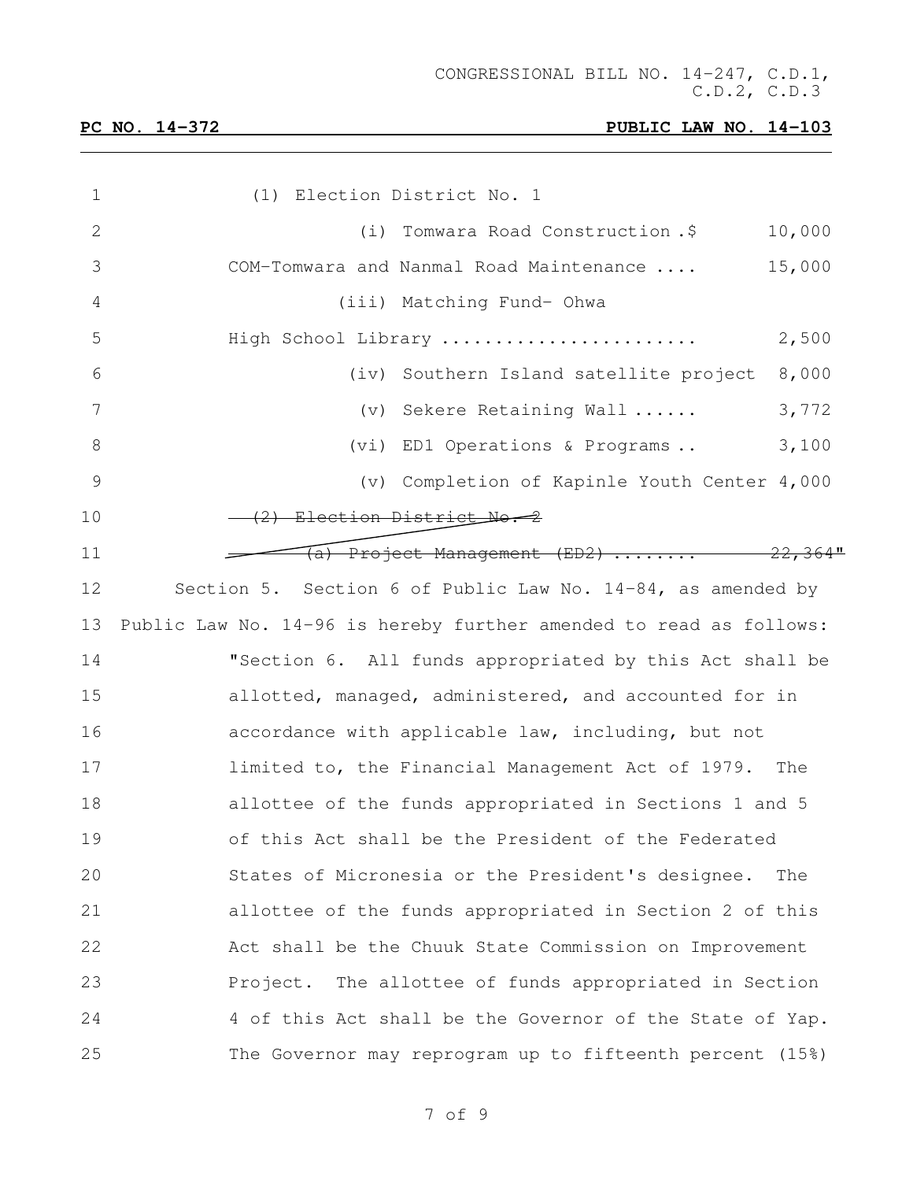(1) Election District No. 1

(i) Tomwara Road Construction .$ 10,000

COM-Tomwara and Nanmal Road Maintenance .... 15,000

(iii) Matching Fund- Ohwa High School Library ........................ 2,500

(iv) Southern Island satellite project 8,000

(v) Sekere Retaining Wall ...... 3,772

(vi) ED1 Operations & Programs .. 3,100

(v) Completion of Kapinle Youth Center 4,000

~~(2) Election District No. 2~~

~~(a) Project Management (ED2) ........ 22,364"~~

Section 5. Section 6 of Public Law No. 14-84, as amended by Public Law No. 14-96 is hereby further amended to read as follows:

"Section 6. All funds appropriated by this Act shall be allotted, managed, administered, and accounted for in accordance with applicable law, including, but not limited to, the Financial Management Act of 1979. The allottee of the funds appropriated in Sections 1 and 5 of this Act shall be the President of the Federated States of Micronesia or the President's designee. The allottee of the funds appropriated in Section 2 of this Act shall be the Chuuk State Commission on Improvement Project. The allottee of funds appropriated in Section 4 of this Act shall be the Governor of the State of Yap. The Governor may reprogram up to fifteenth percent (15%)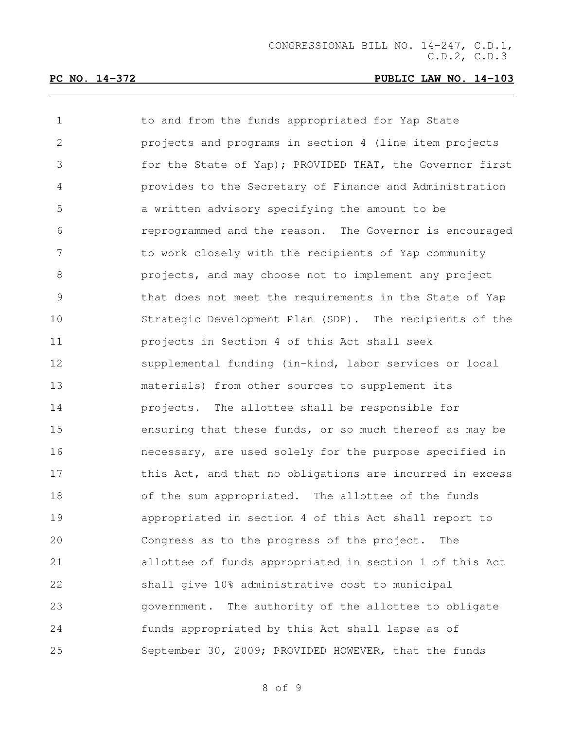to and from the funds appropriated for Yap State projects and programs in section 4 (line item projects for the State of Yap); PROVIDED THAT, the Governor first provides to the Secretary of Finance and Administration a written advisory specifying the amount to be reprogrammed and the reason. The Governor is encouraged to work closely with the recipients of Yap community projects, and may choose not to implement any project that does not meet the requirements in the State of Yap Strategic Development Plan (SDP). The recipients of the projects in Section 4 of this Act shall seek supplemental funding (in-kind, labor services or local materials) from other sources to supplement its projects. The allottee shall be responsible for ensuring that these funds, or so much thereof as may be necessary, are used solely for the purpose specified in this Act, and that no obligations are incurred in excess of the sum appropriated. The allottee of the funds appropriated in section 4 of this Act shall report to Congress as to the progress of the project. The allottee of funds appropriated in section 1 of this Act shall give 10% administrative cost to municipal government. The authority of the allottee to obligate funds appropriated by this Act shall lapse as of September 30, 2009; PROVIDED HOWEVER, that the funds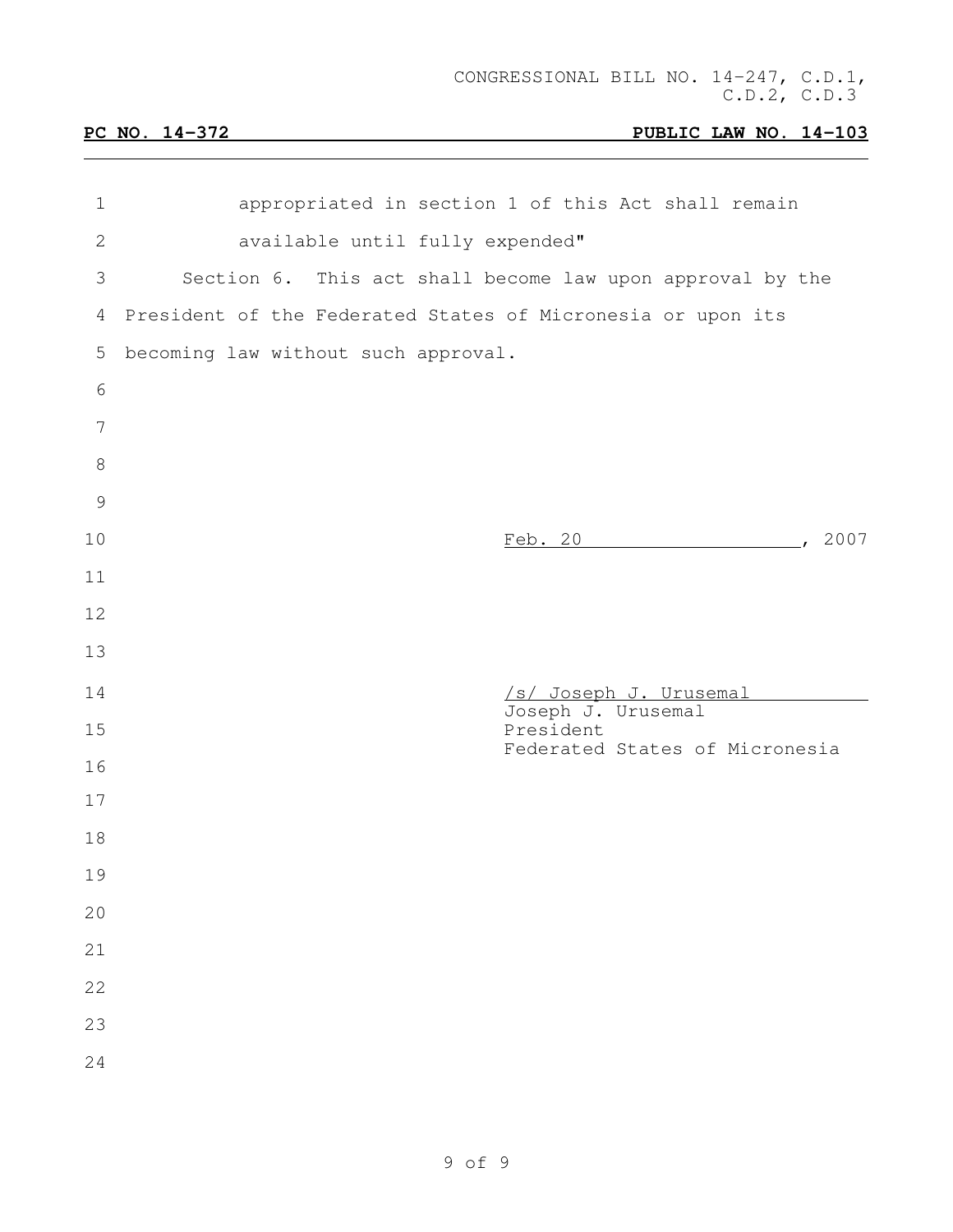CONGRESSIONAL BILL NO. 14-247, C.D.1,
C.D.2, C.D.3

**PC NO. 14-372** **PUBLIC LAW NO. 14-103**

appropriated in section 1 of this Act shall remain available until fully expended"

Section 6. This act shall become law upon approval by the President of the Federated States of Micronesia or upon its becoming law without such approval.

Feb. 20, 2007

/s/ Joseph J. Urusemal
Joseph J. Urusemal
President
Federated States of Micronesia